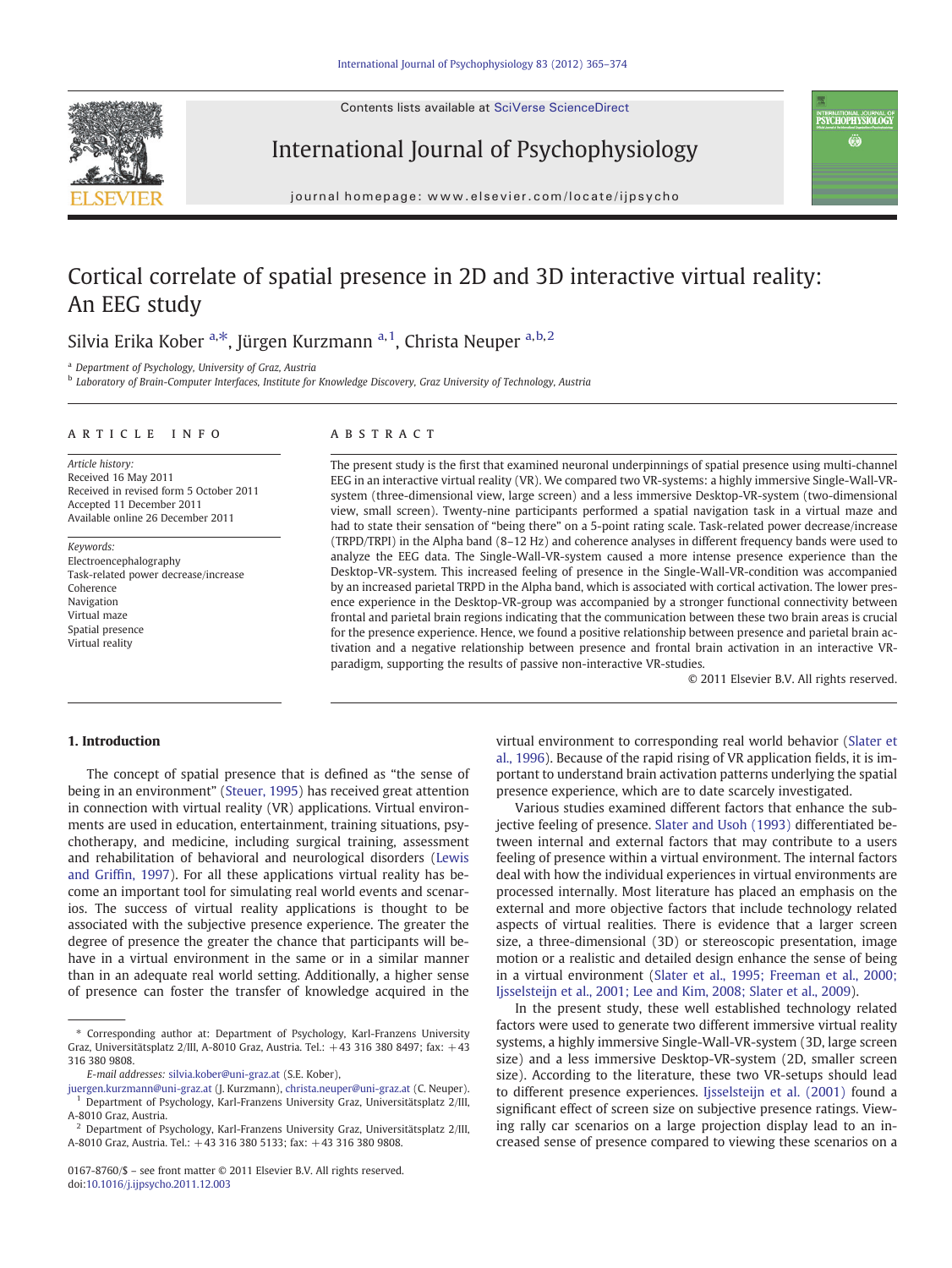# Cortical correlate of spatial presence in 2D and 3D interactive virtual reality: An EEG study

Silvia Erika Kober [a,*], Jürgen Kurzmann [a,1], Christa Neuper [a,b,2]

[a] Department of Psychology, University of Graz, Austria
[b] Laboratory of Brain-Computer Interfaces, Institute for Knowledge Discovery, Graz University of Technology, Austria

## ARTICLE INFO

*Article history:*
Received 16 May 2011
Received in revised form 5 October 2011
Accepted 11 December 2011
Available online 26 December 2011

*Keywords:*
Electroencephalography
Task-related power decrease/increase
Coherence
Navigation
Virtual maze
Spatial presence
Virtual reality

## ABSTRACT

The present study is the first that examined neuronal underpinnings of spatial presence using multi-channel EEG in an interactive virtual reality (VR). We compared two VR-systems: a highly immersive Single-Wall-VR-system (three-dimensional view, large screen) and a less immersive Desktop-VR-system (two-dimensional view, small screen). Twenty-nine participants performed a spatial navigation task in a virtual maze and had to state their sensation of "being there" on a 5-point rating scale. Task-related power decrease/increase (TRPD/TRPI) in the Alpha band (8–12 Hz) and coherence analyses in different frequency bands were used to analyze the EEG data. The Single-Wall-VR-system caused a more intense presence experience than the Desktop-VR-system. This increased feeling of presence in the Single-Wall-VR-condition was accompanied by an increased parietal TRPD in the Alpha band, which is associated with cortical activation. The lower presence experience in the Desktop-VR-group was accompanied by a stronger functional connectivity between frontal and parietal brain regions indicating that the communication between these two brain areas is crucial for the presence experience. Hence, we found a positive relationship between presence and parietal brain activation and a negative relationship between presence and frontal brain activation in an interactive VR-paradigm, supporting the results of passive non-interactive VR-studies.

© 2011 Elsevier B.V. All rights reserved.

## 1. Introduction

The concept of spatial presence that is defined as "the sense of being in an environment" (Steuer, 1995) has received great attention in connection with virtual reality (VR) applications. Virtual environments are used in education, entertainment, training situations, psychotherapy, and medicine, including surgical training, assessment and rehabilitation of behavioral and neurological disorders (Lewis and Griffin, 1997). For all these applications virtual reality has become an important tool for simulating real world events and scenarios. The success of virtual reality applications is thought to be associated with the subjective presence experience. The greater the degree of presence the greater the chance that participants will behave in a virtual environment in the same or in a similar manner than in an adequate real world setting. Additionally, a higher sense of presence can foster the transfer of knowledge acquired in the virtual environment to corresponding real world behavior (Slater et al., 1996). Because of the rapid rising of VR application fields, it is important to understand brain activation patterns underlying the spatial presence experience, which are to date scarcely investigated.

Various studies examined different factors that enhance the subjective feeling of presence. Slater and Usoh (1993) differentiated between internal and external factors that may contribute to a users feeling of presence within a virtual environment. The internal factors deal with how the individual experiences in virtual environments are processed internally. Most literature has placed an emphasis on the external and more objective factors that include technology related aspects of virtual realities. There is evidence that a larger screen size, a three-dimensional (3D) or stereoscopic presentation, image motion or a realistic and detailed design enhance the sense of being in a virtual environment (Slater et al., 1995; Freeman et al., 2000; Ijsselsteijn et al., 2001; Lee and Kim, 2008; Slater et al., 2009).

In the present study, these well established technology related factors were used to generate two different immersive virtual reality systems, a highly immersive Single-Wall-VR-system (3D, large screen size) and a less immersive Desktop-VR-system (2D, smaller screen size). According to the literature, these two VR-setups should lead to different presence experiences. Ijsselsteijn et al. (2001) found a significant effect of screen size on subjective presence ratings. Viewing rally car scenarios on a large projection display lead to an increased sense of presence compared to viewing these scenarios on a

---

* Corresponding author at: Department of Psychology, Karl-Franzens University Graz, Universitätsplatz 2/III, A-8010 Graz, Austria. Tel.: +43 316 380 8497; fax: +43 316 380 9808.

*E-mail addresses:* silvia.kober@uni-graz.at (S.E. Kober), juergen.kurzmann@uni-graz.at (J. Kurzmann), christa.neuper@uni-graz.at (C. Neuper).

[1] Department of Psychology, Karl-Franzens University Graz, Universitätsplatz 2/III, A-8010 Graz, Austria.

[2] Department of Psychology, Karl-Franzens University Graz, Universitätsplatz 2/III, A-8010 Graz, Austria. Tel.: +43 316 380 5133; fax: +43 316 380 9808.

0167-8760/$ – see front matter © 2011 Elsevier B.V. All rights reserved.
doi:10.1016/j.ijpsycho.2011.12.003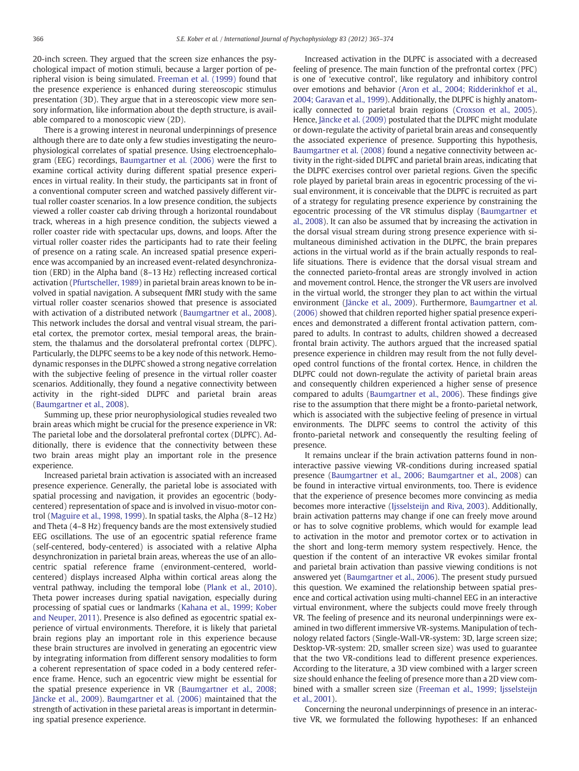20-inch screen. They argued that the screen size enhances the psychological impact of motion stimuli, because a larger portion of peripheral vision is being simulated. Freeman et al. (1999) found that the presence experience is enhanced during stereoscopic stimulus presentation (3D). They argue that in a stereoscopic view more sensory information, like information about the depth structure, is available compared to a monoscopic view (2D).

There is a growing interest in neuronal underpinnings of presence although there are to date only a few studies investigating the neurophysiological correlates of spatial presence. Using electroencephalogram (EEG) recordings, Baumgartner et al. (2006) were the first to examine cortical activity during different spatial presence experiences in virtual reality. In their study, the participants sat in front of a conventional computer screen and watched passively different virtual roller coaster scenarios. In a low presence condition, the subjects viewed a roller coaster cab driving through a horizontal roundabout track, whereas in a high presence condition, the subjects viewed a roller coaster ride with spectacular ups, downs, and loops. After the virtual roller coaster rides the participants had to rate their feeling of presence on a rating scale. An increased spatial presence experience was accompanied by an increased event-related desynchronization (ERD) in the Alpha band (8–13 Hz) reflecting increased cortical activation (Pfurtscheller, 1989) in parietal brain areas known to be involved in spatial navigation. A subsequent fMRI study with the same virtual roller coaster scenarios showed that presence is associated with activation of a distributed network (Baumgartner et al., 2008). This network includes the dorsal and ventral visual stream, the parietal cortex, the premotor cortex, mesial temporal areas, the brainstem, the thalamus and the dorsolateral prefrontal cortex (DLPFC). Particularly, the DLPFC seems to be a key node of this network. Hemodynamic responses in the DLPFC showed a strong negative correlation with the subjective feeling of presence in the virtual roller coaster scenarios. Additionally, they found a negative connectivity between activity in the right-sided DLPFC and parietal brain areas (Baumgartner et al., 2008).

Summing up, these prior neurophysiological studies revealed two brain areas which might be crucial for the presence experience in VR: The parietal lobe and the dorsolateral prefrontal cortex (DLPFC). Additionally, there is evidence that the connectivity between these two brain areas might play an important role in the presence experience.

Increased parietal brain activation is associated with an increased presence experience. Generally, the parietal lobe is associated with spatial processing and navigation, it provides an egocentric (body-centered) representation of space and is involved in visuo-motor control (Maguire et al., 1998, 1999). In spatial tasks, the Alpha (8–12 Hz) and Theta (4–8 Hz) frequency bands are the most extensively studied EEG oscillations. The use of an egocentric spatial reference frame (self-centered, body-centered) is associated with a relative Alpha desynchronization in parietal brain areas, whereas the use of an allocentric spatial reference frame (environment-centered, world-centered) displays increased Alpha within cortical areas along the ventral pathway, including the temporal lobe (Plank et al., 2010). Theta power increases during spatial navigation, especially during processing of spatial cues or landmarks (Kahana et al., 1999; Kober and Neuper, 2011). Presence is also defined as egocentric spatial experience of virtual environments. Therefore, it is likely that parietal brain regions play an important role in this experience because these brain structures are involved in generating an egocentric view by integrating information from different sensory modalities to form a coherent representation of space coded in a body centered reference frame. Hence, such an egocentric view might be essential for the spatial presence experience in VR (Baumgartner et al., 2008; Jäncke et al., 2009). Baumgartner et al. (2006) maintained that the strength of activation in these parietal areas is important in determining spatial presence experience.

Increased activation in the DLPFC is associated with a decreased feeling of presence. The main function of the prefrontal cortex (PFC) is one of 'executive control', like regulatory and inhibitory control over emotions and behavior (Aron et al., 2004; Ridderinkhof et al., 2004; Garavan et al., 1999). Additionally, the DLPFC is highly anatomically connected to parietal brain regions (Croxson et al., 2005). Hence, Jäncke et al. (2009) postulated that the DLPFC might modulate or down-regulate the activity of parietal brain areas and consequently the associated experience of presence. Supporting this hypothesis, Baumgartner et al. (2008) found a negative connectivity between activity in the right-sided DLPFC and parietal brain areas, indicating that the DLPFC exercises control over parietal regions. Given the specific role played by parietal brain areas in egocentric processing of the visual environment, it is conceivable that the DLPFC is recruited as part of a strategy for regulating presence experience by constraining the egocentric processing of the VR stimulus display (Baumgartner et al., 2008). It can also be assumed that by increasing the activation in the dorsal visual stream during strong presence experience with simultaneous diminished activation in the DLPFC, the brain prepares actions in the virtual world as if the brain actually responds to real-life situations. There is evidence that the dorsal visual stream and the connected parieto-frontal areas are strongly involved in action and movement control. Hence, the stronger the VR users are involved in the virtual world, the stronger they plan to act within the virtual environment (Jäncke et al., 2009). Furthermore, Baumgartner et al. (2006) showed that children reported higher spatial presence experiences and demonstrated a different frontal activation pattern, compared to adults. In contrast to adults, children showed a decreased frontal brain activity. The authors argued that the increased spatial presence experience in children may result from the not fully developed control functions of the frontal cortex. Hence, in children the DLPFC could not down-regulate the activity of parietal brain areas and consequently children experienced a higher sense of presence compared to adults (Baumgartner et al., 2006). These findings give rise to the assumption that there might be a fronto-parietal network, which is associated with the subjective feeling of presence in virtual environments. The DLPFC seems to control the activity of this fronto-parietal network and consequently the resulting feeling of presence.

It remains unclear if the brain activation patterns found in non-interactive passive viewing VR-conditions during increased spatial presence (Baumgartner et al., 2006; Baumgartner et al., 2008) can be found in interactive virtual environments, too. There is evidence that the experience of presence becomes more convincing as media becomes more interactive (Ijsselsteijn and Riva, 2003). Additionally, brain activation patterns may change if one can freely move around or has to solve cognitive problems, which would for example lead to activation in the motor and premotor cortex or to activation in the short and long-term memory system respectively. Hence, the question if the content of an interactive VR evokes similar frontal and parietal brain activation than passive viewing conditions is not answered yet (Baumgartner et al., 2006). The present study pursued this question. We examined the relationship between spatial presence and cortical activation using multi-channel EEG in an interactive virtual environment, where the subjects could move freely through VR. The feeling of presence and its neuronal underpinnings were examined in two different immersive VR-systems. Manipulation of technology related factors (Single-Wall-VR-system: 3D, large screen size; Desktop-VR-system: 2D, smaller screen size) was used to guarantee that the two VR-conditions lead to different presence experiences. According to the literature, a 3D view combined with a larger screen size should enhance the feeling of presence more than a 2D view combined with a smaller screen size (Freeman et al., 1999; Ijsselsteijn et al., 2001).

Concerning the neuronal underpinnings of presence in an interactive VR, we formulated the following hypotheses: If an enhanced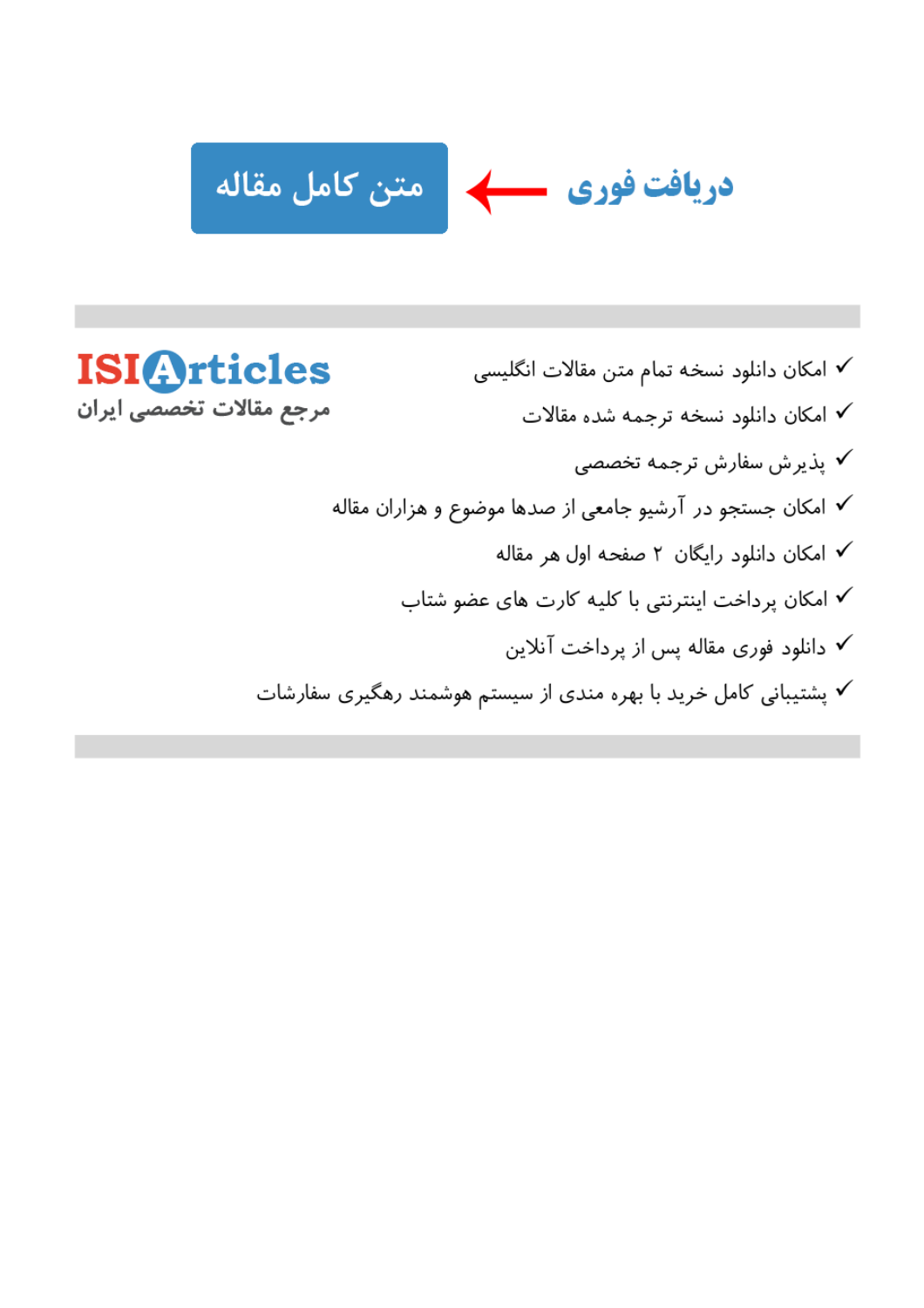دریافت فوری ← متن کامل مقاله

**ISIArticles**
مرجع مقالات تخصصی ایران

- ✓ امکان دانلود نسخه تمام متن مقالات انگلیسی
- ✓ امکان دانلود نسخه ترجمه شده مقالات
- ✓ پذیرش سفارش ترجمه تخصصی
- ✓ امکان جستجو در آرشیو جامعی از صدها موضوع و هزاران مقاله
- ✓ امکان دانلود رایگان ۲ صفحه اول هر مقاله
- ✓ امکان پرداخت اینترنتی با کلیه کارت های عضو شتاب
- ✓ دانلود فوری مقاله پس از پرداخت آنلاین
- ✓ پشتیبانی کامل خرید با بهره مندی از سیستم هوشمند رهگیری سفارشات